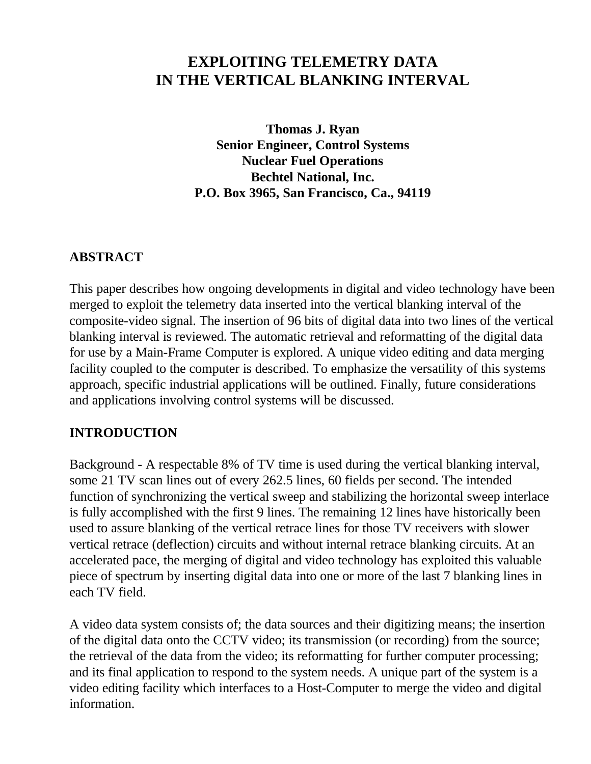# EXPLOITING TELEMETRY DATA IN THE VERTICAL BLANKING INTERVAL

**Thomas J. Ryan**
**Senior Engineer, Control Systems**
**Nuclear Fuel Operations**
**Bechtel National, Inc.**
**P.O. Box 3965, San Francisco, Ca., 94119**

## ABSTRACT

This paper describes how ongoing developments in digital and video technology have been merged to exploit the telemetry data inserted into the vertical blanking interval of the composite-video signal. The insertion of 96 bits of digital data into two lines of the vertical blanking interval is reviewed. The automatic retrieval and reformatting of the digital data for use by a Main-Frame Computer is explored. A unique video editing and data merging facility coupled to the computer is described. To emphasize the versatility of this systems approach, specific industrial applications will be outlined. Finally, future considerations and applications involving control systems will be discussed.

## INTRODUCTION

Background - A respectable 8% of TV time is used during the vertical blanking interval, some 21 TV scan lines out of every 262.5 lines, 60 fields per second. The intended function of synchronizing the vertical sweep and stabilizing the horizontal sweep interlace is fully accomplished with the first 9 lines. The remaining 12 lines have historically been used to assure blanking of the vertical retrace lines for those TV receivers with slower vertical retrace (deflection) circuits and without internal retrace blanking circuits. At an accelerated pace, the merging of digital and video technology has exploited this valuable piece of spectrum by inserting digital data into one or more of the last 7 blanking lines in each TV field.

A video data system consists of; the data sources and their digitizing means; the insertion of the digital data onto the CCTV video; its transmission (or recording) from the source; the retrieval of the data from the video; its reformatting for further computer processing; and its final application to respond to the system needs. A unique part of the system is a video editing facility which interfaces to a Host-Computer to merge the video and digital information.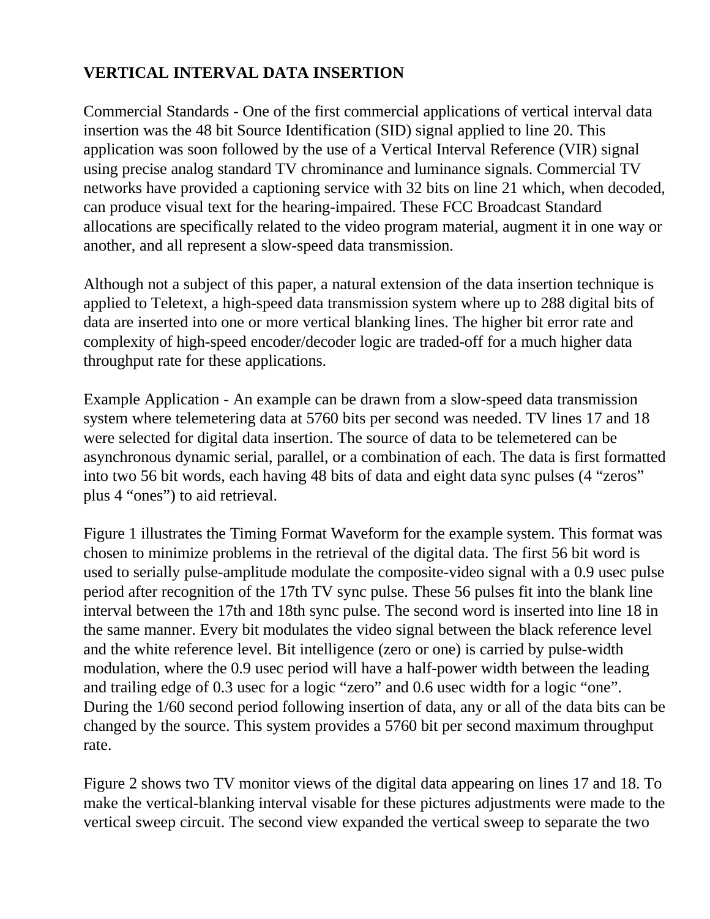**VERTICAL INTERVAL DATA INSERTION**

Commercial Standards - One of the first commercial applications of vertical interval data insertion was the 48 bit Source Identification (SID) signal applied to line 20. This application was soon followed by the use of a Vertical Interval Reference (VIR) signal using precise analog standard TV chrominance and luminance signals. Commercial TV networks have provided a captioning service with 32 bits on line 21 which, when decoded, can produce visual text for the hearing-impaired. These FCC Broadcast Standard allocations are specifically related to the video program material, augment it in one way or another, and all represent a slow-speed data transmission.

Although not a subject of this paper, a natural extension of the data insertion technique is applied to Teletext, a high-speed data transmission system where up to 288 digital bits of data are inserted into one or more vertical blanking lines. The higher bit error rate and complexity of high-speed encoder/decoder logic are traded-off for a much higher data throughput rate for these applications.

Example Application - An example can be drawn from a slow-speed data transmission system where telemetering data at 5760 bits per second was needed. TV lines 17 and 18 were selected for digital data insertion. The source of data to be telemetered can be asynchronous dynamic serial, parallel, or a combination of each. The data is first formatted into two 56 bit words, each having 48 bits of data and eight data sync pulses (4 “zeros” plus 4 “ones”) to aid retrieval.

Figure 1 illustrates the Timing Format Waveform for the example system. This format was chosen to minimize problems in the retrieval of the digital data. The first 56 bit word is used to serially pulse-amplitude modulate the composite-video signal with a 0.9 usec pulse period after recognition of the 17th TV sync pulse. These 56 pulses fit into the blank line interval between the 17th and 18th sync pulse. The second word is inserted into line 18 in the same manner. Every bit modulates the video signal between the black reference level and the white reference level. Bit intelligence (zero or one) is carried by pulse-width modulation, where the 0.9 usec period will have a half-power width between the leading and trailing edge of 0.3 usec for a logic “zero” and 0.6 usec width for a logic “one”. During the 1/60 second period following insertion of data, any or all of the data bits can be changed by the source. This system provides a 5760 bit per second maximum throughput rate.

Figure 2 shows two TV monitor views of the digital data appearing on lines 17 and 18. To make the vertical-blanking interval visable for these pictures adjustments were made to the vertical sweep circuit. The second view expanded the vertical sweep to separate the two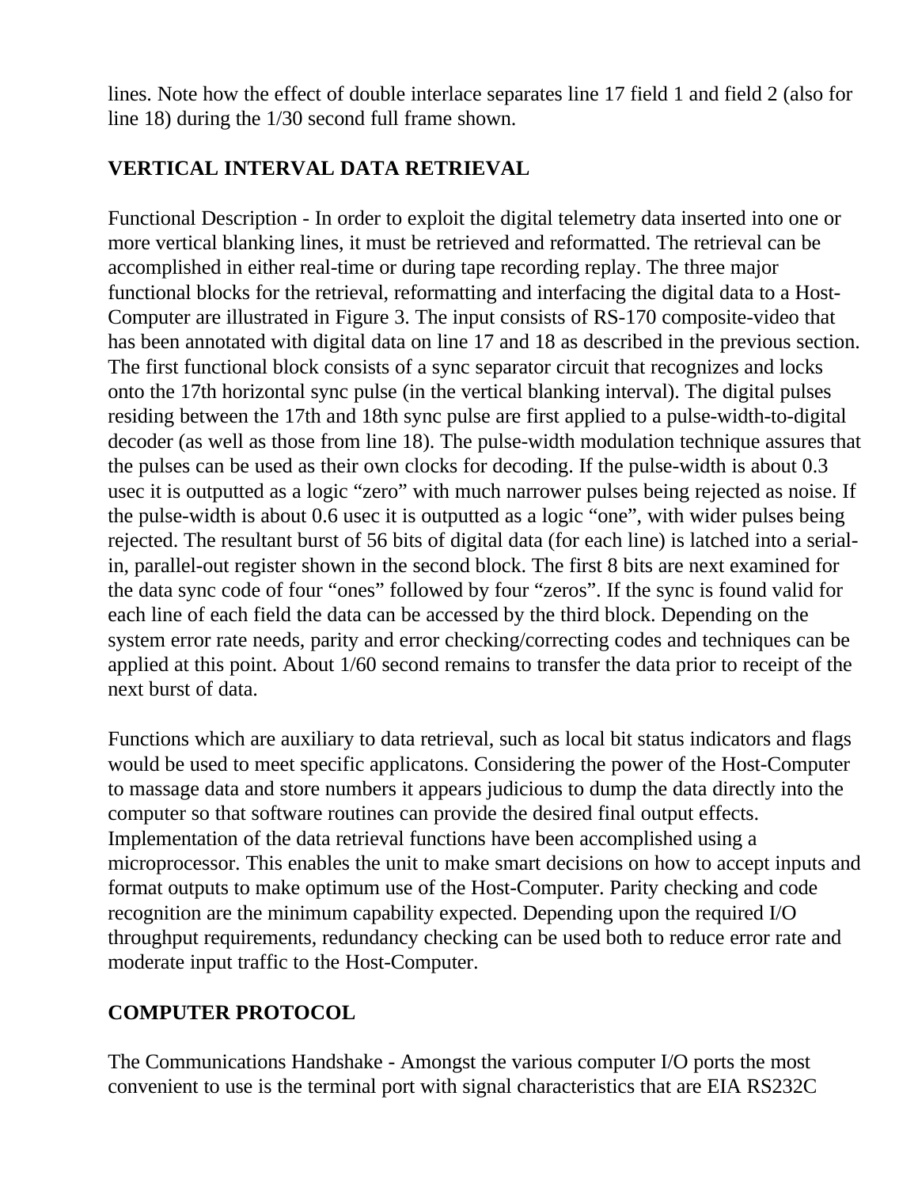lines. Note how the effect of double interlace separates line 17 field 1 and field 2 (also for line 18) during the 1/30 second full frame shown.

## VERTICAL INTERVAL DATA RETRIEVAL

Functional Description - In order to exploit the digital telemetry data inserted into one or more vertical blanking lines, it must be retrieved and reformatted. The retrieval can be accomplished in either real-time or during tape recording replay. The three major functional blocks for the retrieval, reformatting and interfacing the digital data to a Host-Computer are illustrated in Figure 3. The input consists of RS-170 composite-video that has been annotated with digital data on line 17 and 18 as described in the previous section. The first functional block consists of a sync separator circuit that recognizes and locks onto the 17th horizontal sync pulse (in the vertical blanking interval). The digital pulses residing between the 17th and 18th sync pulse are first applied to a pulse-width-to-digital decoder (as well as those from line 18). The pulse-width modulation technique assures that the pulses can be used as their own clocks for decoding. If the pulse-width is about 0.3 usec it is outputted as a logic "zero" with much narrower pulses being rejected as noise. If the pulse-width is about 0.6 usec it is outputted as a logic "one", with wider pulses being rejected. The resultant burst of 56 bits of digital data (for each line) is latched into a serial-in, parallel-out register shown in the second block. The first 8 bits are next examined for the data sync code of four "ones" followed by four "zeros". If the sync is found valid for each line of each field the data can be accessed by the third block. Depending on the system error rate needs, parity and error checking/correcting codes and techniques can be applied at this point. About 1/60 second remains to transfer the data prior to receipt of the next burst of data.

Functions which are auxiliary to data retrieval, such as local bit status indicators and flags would be used to meet specific applicatons. Considering the power of the Host-Computer to massage data and store numbers it appears judicious to dump the data directly into the computer so that software routines can provide the desired final output effects. Implementation of the data retrieval functions have been accomplished using a microprocessor. This enables the unit to make smart decisions on how to accept inputs and format outputs to make optimum use of the Host-Computer. Parity checking and code recognition are the minimum capability expected. Depending upon the required I/O throughput requirements, redundancy checking can be used both to reduce error rate and moderate input traffic to the Host-Computer.

## COMPUTER PROTOCOL

The Communications Handshake - Amongst the various computer I/O ports the most convenient to use is the terminal port with signal characteristics that are EIA RS232C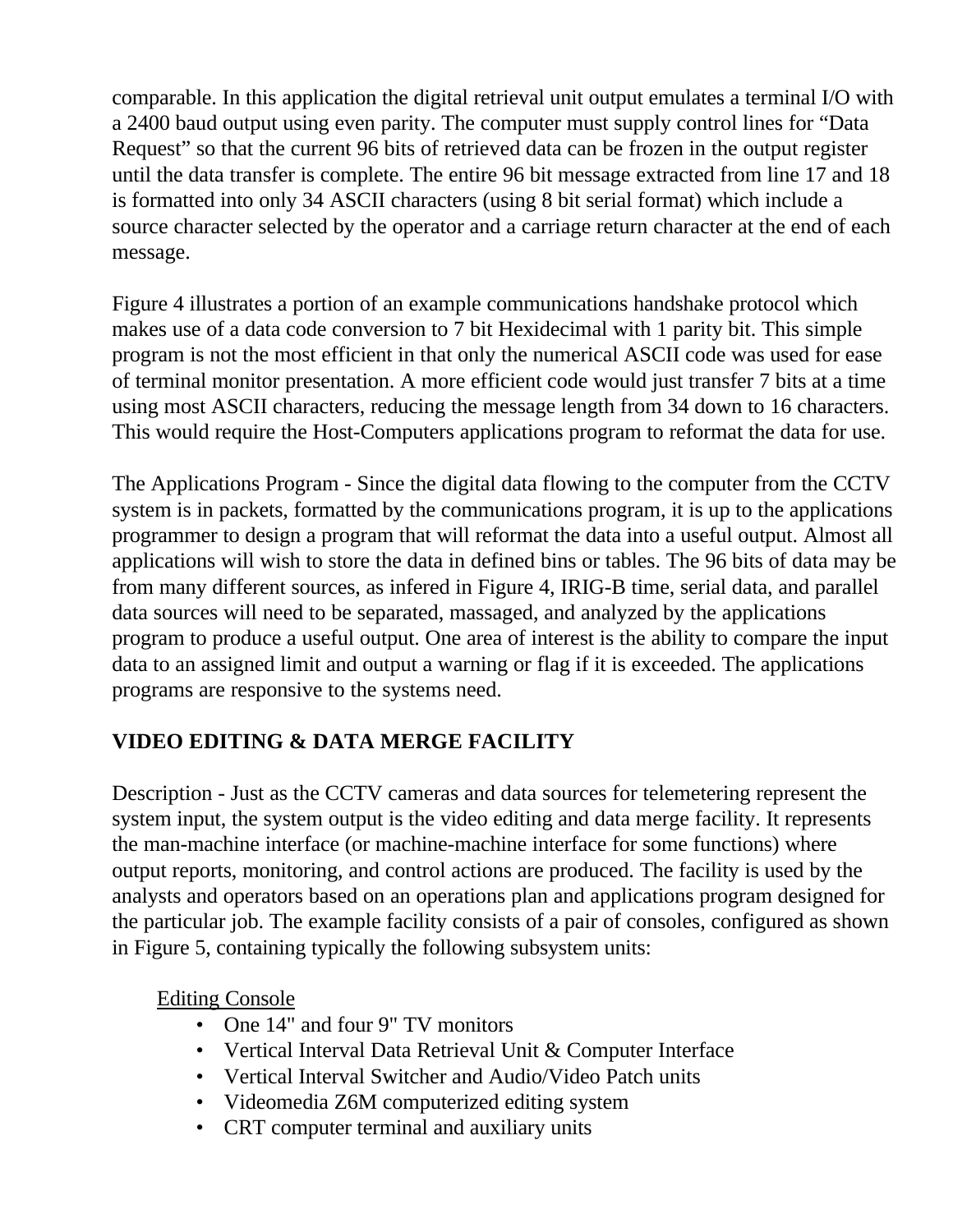comparable. In this application the digital retrieval unit output emulates a terminal I/O with a 2400 baud output using even parity. The computer must supply control lines for “Data Request” so that the current 96 bits of retrieved data can be frozen in the output register until the data transfer is complete. The entire 96 bit message extracted from line 17 and 18 is formatted into only 34 ASCII characters (using 8 bit serial format) which include a source character selected by the operator and a carriage return character at the end of each message.

Figure 4 illustrates a portion of an example communications handshake protocol which makes use of a data code conversion to 7 bit Hexidecimal with 1 parity bit. This simple program is not the most efficient in that only the numerical ASCII code was used for ease of terminal monitor presentation. A more efficient code would just transfer 7 bits at a time using most ASCII characters, reducing the message length from 34 down to 16 characters. This would require the Host-Computers applications program to reformat the data for use.

The Applications Program - Since the digital data flowing to the computer from the CCTV system is in packets, formatted by the communications program, it is up to the applications programmer to design a program that will reformat the data into a useful output. Almost all applications will wish to store the data in defined bins or tables. The 96 bits of data may be from many different sources, as infered in Figure 4, IRIG-B time, serial data, and parallel data sources will need to be separated, massaged, and analyzed by the applications program to produce a useful output. One area of interest is the ability to compare the input data to an assigned limit and output a warning or flag if it is exceeded. The applications programs are responsive to the systems need.

## VIDEO EDITING & DATA MERGE FACILITY

Description - Just as the CCTV cameras and data sources for telemetering represent the system input, the system output is the video editing and data merge facility. It represents the man-machine interface (or machine-machine interface for some functions) where output reports, monitoring, and control actions are produced. The facility is used by the analysts and operators based on an operations plan and applications program designed for the particular job. The example facility consists of a pair of consoles, configured as shown in Figure 5, containing typically the following subsystem units:

Editing Console

- One 14" and four 9" TV monitors
- Vertical Interval Data Retrieval Unit & Computer Interface
- Vertical Interval Switcher and Audio/Video Patch units
- Videomedia Z6M computerized editing system
- CRT computer terminal and auxiliary units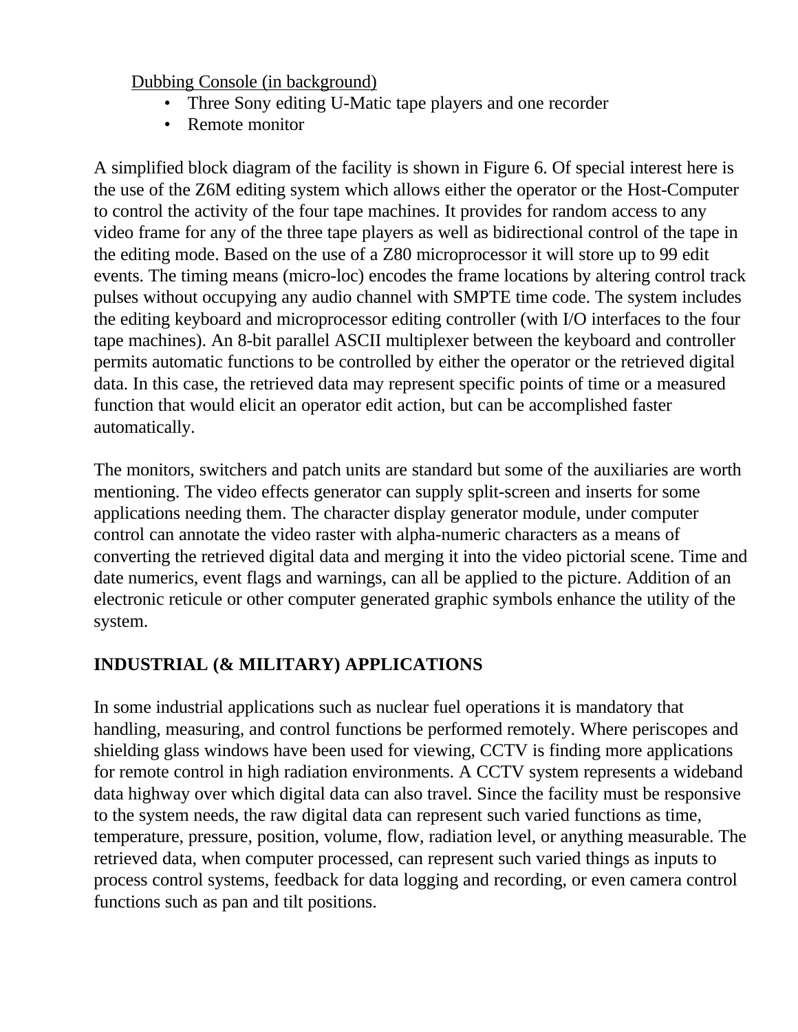<u>Dubbing Console (in background)</u>

- Three Sony editing U-Matic tape players and one recorder
- Remote monitor

A simplified block diagram of the facility is shown in Figure 6. Of special interest here is the use of the Z6M editing system which allows either the operator or the Host-Computer to control the activity of the four tape machines. It provides for random access to any video frame for any of the three tape players as well as bidirectional control of the tape in the editing mode. Based on the use of a Z80 microprocessor it will store up to 99 edit events. The timing means (micro-loc) encodes the frame locations by altering control track pulses without occupying any audio channel with SMPTE time code. The system includes the editing keyboard and microprocessor editing controller (with I/O interfaces to the four tape machines). An 8-bit parallel ASCII multiplexer between the keyboard and controller permits automatic functions to be controlled by either the operator or the retrieved digital data. In this case, the retrieved data may represent specific points of time or a measured function that would elicit an operator edit action, but can be accomplished faster automatically.

The monitors, switchers and patch units are standard but some of the auxiliaries are worth mentioning. The video effects generator can supply split-screen and inserts for some applications needing them. The character display generator module, under computer control can annotate the video raster with alpha-numeric characters as a means of converting the retrieved digital data and merging it into the video pictorial scene. Time and date numerics, event flags and warnings, can all be applied to the picture. Addition of an electronic reticule or other computer generated graphic symbols enhance the utility of the system.

## INDUSTRIAL (& MILITARY) APPLICATIONS

In some industrial applications such as nuclear fuel operations it is mandatory that handling, measuring, and control functions be performed remotely. Where periscopes and shielding glass windows have been used for viewing, CCTV is finding more applications for remote control in high radiation environments. A CCTV system represents a wideband data highway over which digital data can also travel. Since the facility must be responsive to the system needs, the raw digital data can represent such varied functions as time, temperature, pressure, position, volume, flow, radiation level, or anything measurable. The retrieved data, when computer processed, can represent such varied things as inputs to process control systems, feedback for data logging and recording, or even camera control functions such as pan and tilt positions.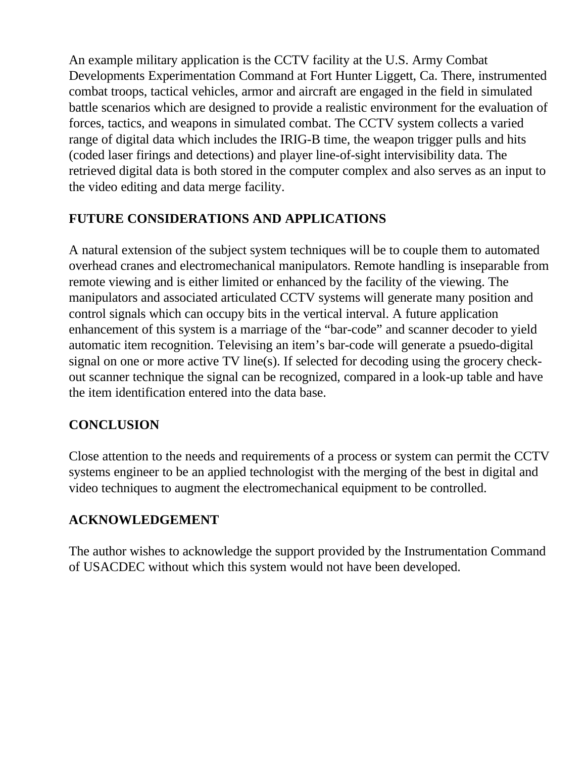An example military application is the CCTV facility at the U.S. Army Combat Developments Experimentation Command at Fort Hunter Liggett, Ca. There, instrumented combat troops, tactical vehicles, armor and aircraft are engaged in the field in simulated battle scenarios which are designed to provide a realistic environment for the evaluation of forces, tactics, and weapons in simulated combat. The CCTV system collects a varied range of digital data which includes the IRIG-B time, the weapon trigger pulls and hits (coded laser firings and detections) and player line-of-sight intervisibility data. The retrieved digital data is both stored in the computer complex and also serves as an input to the video editing and data merge facility.

## FUTURE CONSIDERATIONS AND APPLICATIONS

A natural extension of the subject system techniques will be to couple them to automated overhead cranes and electromechanical manipulators. Remote handling is inseparable from remote viewing and is either limited or enhanced by the facility of the viewing. The manipulators and associated articulated CCTV systems will generate many position and control signals which can occupy bits in the vertical interval. A future application enhancement of this system is a marriage of the “bar-code” and scanner decoder to yield automatic item recognition. Televising an item’s bar-code will generate a psuedo-digital signal on one or more active TV line(s). If selected for decoding using the grocery check-out scanner technique the signal can be recognized, compared in a look-up table and have the item identification entered into the data base.

## CONCLUSION

Close attention to the needs and requirements of a process or system can permit the CCTV systems engineer to be an applied technologist with the merging of the best in digital and video techniques to augment the electromechanical equipment to be controlled.

## ACKNOWLEDGEMENT

The author wishes to acknowledge the support provided by the Instrumentation Command of USACDEC without which this system would not have been developed.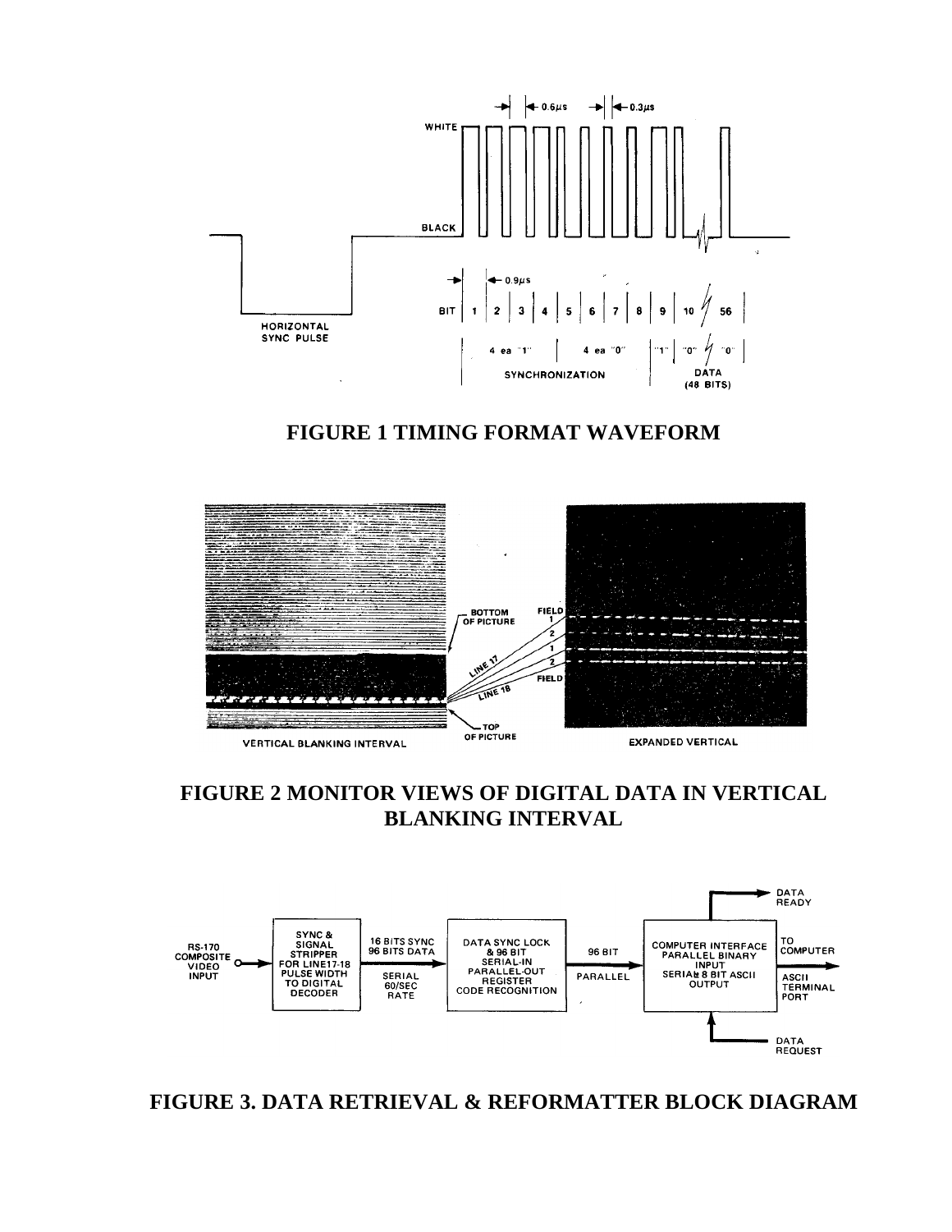**FIGURE 1 TIMING FORMAT WAVEFORM**

**FIGURE 2 MONITOR VIEWS OF DIGITAL DATA IN VERTICAL BLANKING INTERVAL**

**FIGURE 3. DATA RETRIEVAL & REFORMATTER BLOCK DIAGRAM**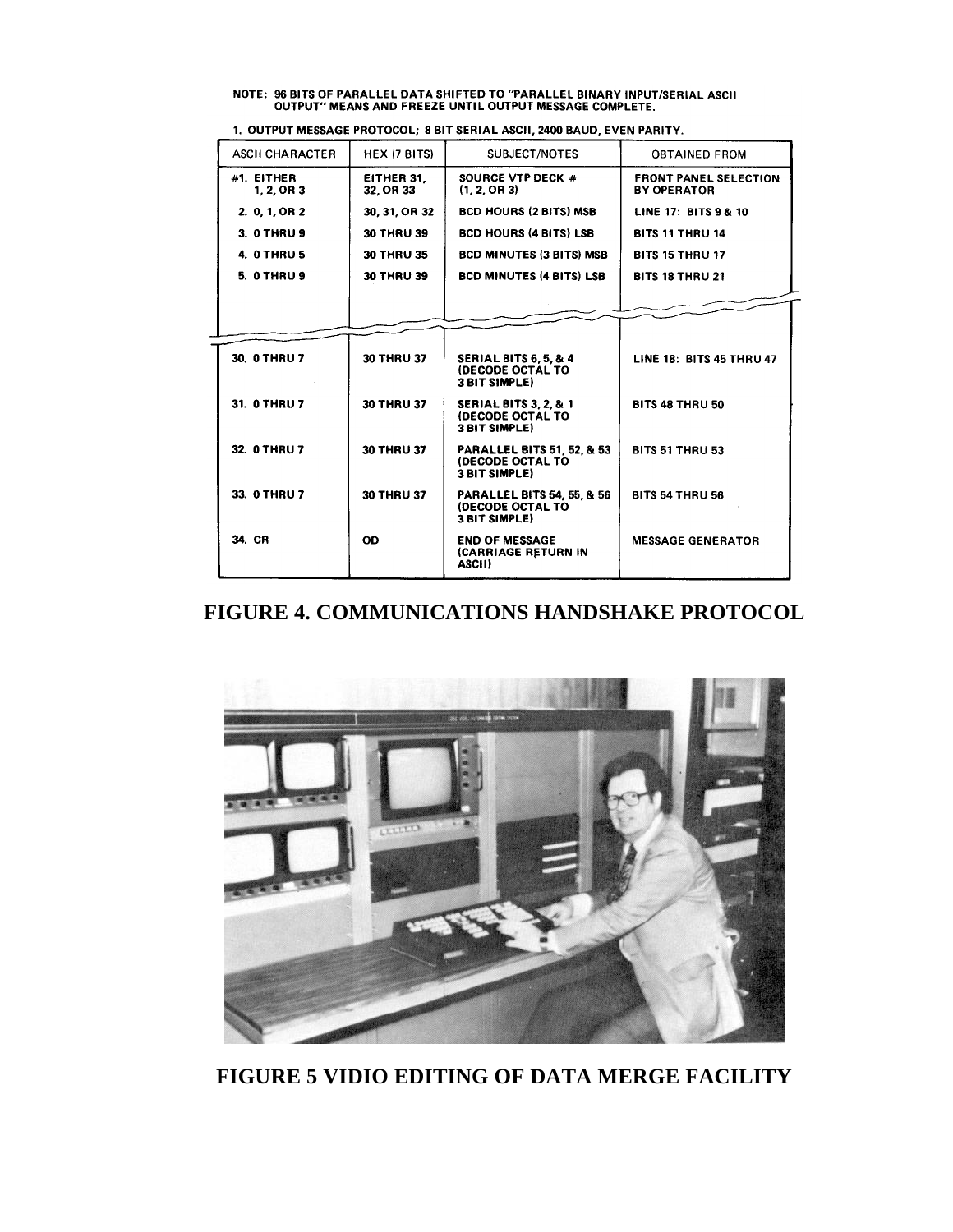NOTE: 96 BITS OF PARALLEL DATA SHIFTED TO "PARALLEL BINARY INPUT/SERIAL ASCII OUTPUT" MEANS AND FREEZE UNTIL OUTPUT MESSAGE COMPLETE.

1. OUTPUT MESSAGE PROTOCOL; 8 BIT SERIAL ASCII, 2400 BAUD, EVEN PARITY.

| ASCII CHARACTER | HEX (7 BITS) | SUBJECT/NOTES | OBTAINED FROM |
|---|---|---|---|
| #1. EITHER 1, 2, OR 3 | EITHER 31, 32, OR 33 | SOURCE VTP DECK # (1, 2, OR 3) | FRONT PANEL SELECTION BY OPERATOR |
| 2. 0, 1, OR 2 | 30, 31, OR 32 | BCD HOURS (2 BITS) MSB | LINE 17: BITS 9 & 10 |
| 3. 0 THRU 9 | 30 THRU 39 | BCD HOURS (4 BITS) LSB | BITS 11 THRU 14 |
| 4. 0 THRU 5 | 30 THRU 35 | BCD MINUTES (3 BITS) MSB | BITS 15 THRU 17 |
| 5. 0 THRU 9 | 30 THRU 39 | BCD MINUTES (4 BITS) LSB | BITS 18 THRU 21 |
| | | | |
| 30. 0 THRU 7 | 30 THRU 37 | SERIAL BITS 6, 5, & 4 (DECODE OCTAL TO 3 BIT SIMPLE) | LINE 18: BITS 45 THRU 47 |
| 31. 0 THRU 7 | 30 THRU 37 | SERIAL BITS 3, 2, & 1 (DECODE OCTAL TO 3 BIT SIMPLE) | BITS 48 THRU 50 |
| 32. 0 THRU 7 | 30 THRU 37 | PARALLEL BITS 51, 52, & 53 (DECODE OCTAL TO 3 BIT SIMPLE) | BITS 51 THRU 53 |
| 33. 0 THRU 7 | 30 THRU 37 | PARALLEL BITS 54, 55, & 56 (DECODE OCTAL TO 3 BIT SIMPLE) | BITS 54 THRU 56 |
| 34. CR | OD | END OF MESSAGE (CARRIAGE RETURN IN ASCII) | MESSAGE GENERATOR |

**FIGURE 4. COMMUNICATIONS HANDSHAKE PROTOCOL**

**FIGURE 5 VIDIO EDITING OF DATA MERGE FACILITY**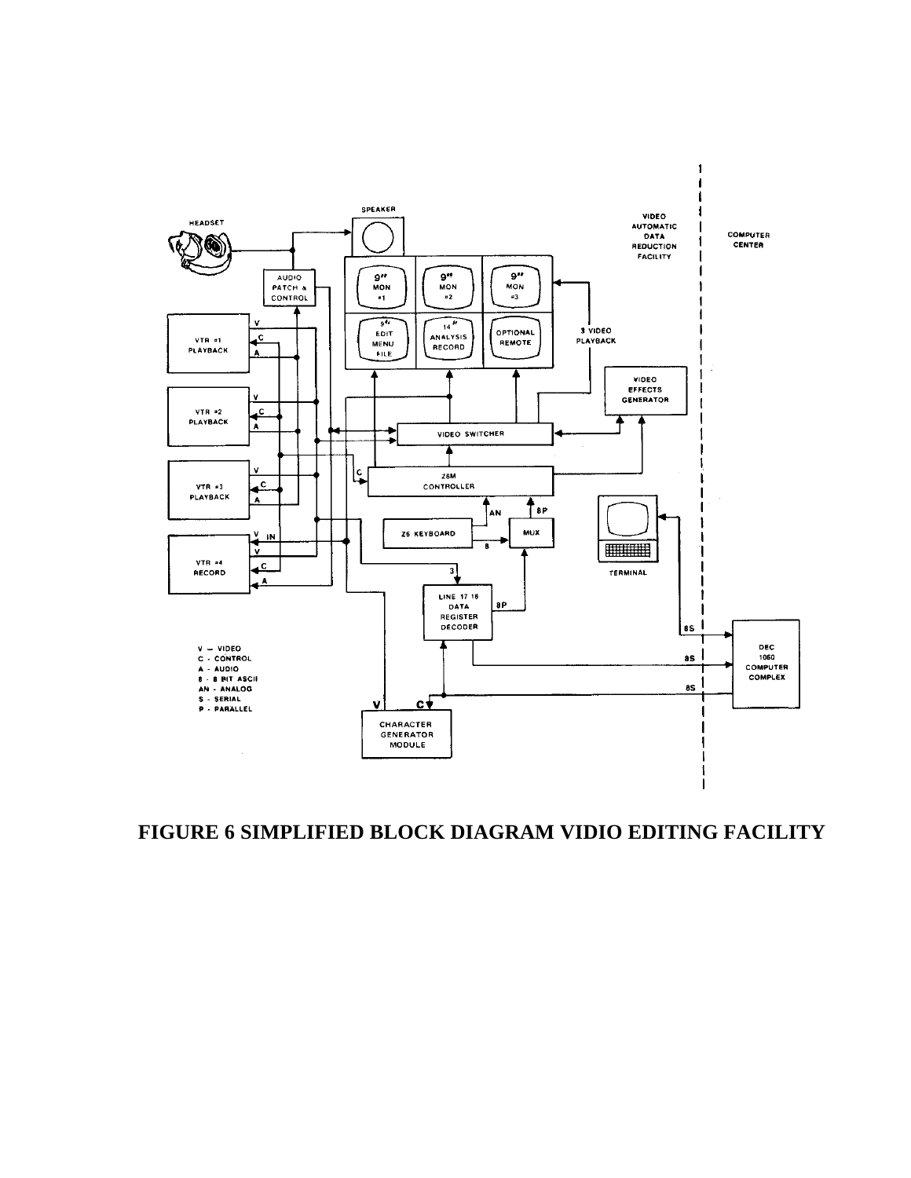HEADSET

SPEAKER

VIDEO AUTOMATIC DATA REDUCTION FACILITY

COMPUTER CENTER

AUDIO PATCH & CONTROL

9" MON #1

9" MON #2

9" MON #3

9" EDIT MENU FILE

14" ANALYSIS RECORD

OPTIONAL REMOTE

3 VIDEO PLAYBACK

VTR #1 PLAYBACK

VTR #2 PLAYBACK

VTR #3 PLAYBACK

VTR #4 RECORD

VIDEO EFFECTS GENERATOR

VIDEO SWITCHER

Z6M CONTROLLER

Z6 KEYBOARD

MUX

TERMINAL

LINE 17 18 DATA REGISTER DECODER

DEC 1060 COMPUTER COMPLEX

CHARACTER GENERATOR MODULE

V – VIDEO
C - CONTROL
A - AUDIO
8 - 8 BIT ASCII
AN - ANALOG
S - SERIAL
P - PARALLEL

**FIGURE 6 SIMPLIFIED BLOCK DIAGRAM VIDIO EDITING FACILITY**